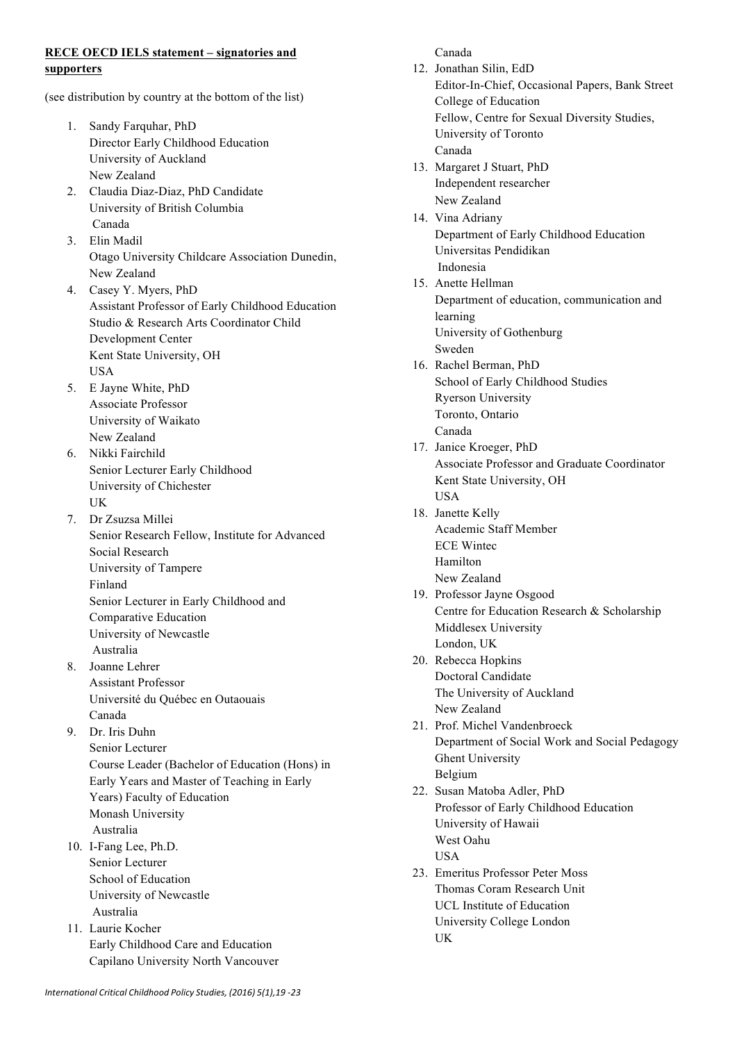**RECE OECD IELS statement – signatories and supporters**

(see distribution by country at the bottom of the list)

1. Sandy Farquhar, PhD
   Director Early Childhood Education
   University of Auckland
   New Zealand
2. Claudia Diaz-Diaz, PhD Candidate
   University of British Columbia
   Canada
3. Elin Madil
   Otago University Childcare Association Dunedin,
   New Zealand
4. Casey Y. Myers, PhD
   Assistant Professor of Early Childhood Education
   Studio & Research Arts Coordinator Child Development Center
   Kent State University, OH
   USA
5. E Jayne White, PhD
   Associate Professor
   University of Waikato
   New Zealand
6. Nikki Fairchild
   Senior Lecturer Early Childhood
   University of Chichester
   UK
7. Dr Zsuzsa Millei
   Senior Research Fellow, Institute for Advanced Social Research
   University of Tampere
   Finland
   Senior Lecturer in Early Childhood and Comparative Education
   University of Newcastle
   Australia
8. Joanne Lehrer
   Assistant Professor
   Université du Québec en Outaouais
   Canada
9. Dr. Iris Duhn
   Senior Lecturer
   Course Leader (Bachelor of Education (Hons) in Early Years and Master of Teaching in Early Years) Faculty of Education
   Monash University
   Australia
10. I-Fang Lee, Ph.D.
    Senior Lecturer
    School of Education
    University of Newcastle
    Australia
11. Laurie Kocher
    Early Childhood Care and Education
    Capilano University North Vancouver
    Canada
12. Jonathan Silin, EdD
    Editor-In-Chief, Occasional Papers, Bank Street College of Education
    Fellow, Centre for Sexual Diversity Studies, University of Toronto
    Canada
13. Margaret J Stuart, PhD
    Independent researcher
    New Zealand
14. Vina Adriany
    Department of Early Childhood Education
    Universitas Pendidikan
    Indonesia
15. Anette Hellman
    Department of education, communication and learning
    University of Gothenburg
    Sweden
16. Rachel Berman, PhD
    School of Early Childhood Studies
    Ryerson University
    Toronto, Ontario
    Canada
17. Janice Kroeger, PhD
    Associate Professor and Graduate Coordinator
    Kent State University, OH
    USA
18. Janette Kelly
    Academic Staff Member
    ECE Wintec
    Hamilton
    New Zealand
19. Professor Jayne Osgood
    Centre for Education Research & Scholarship
    Middlesex University
    London, UK
20. Rebecca Hopkins
    Doctoral Candidate
    The University of Auckland
    New Zealand
21. Prof. Michel Vandenbroeck
    Department of Social Work and Social Pedagogy
    Ghent University
    Belgium
22. Susan Matoba Adler, PhD
    Professor of Early Childhood Education
    University of Hawaii
    West Oahu
    USA
23. Emeritus Professor Peter Moss
    Thomas Coram Research Unit
    UCL Institute of Education
    University College London
    UK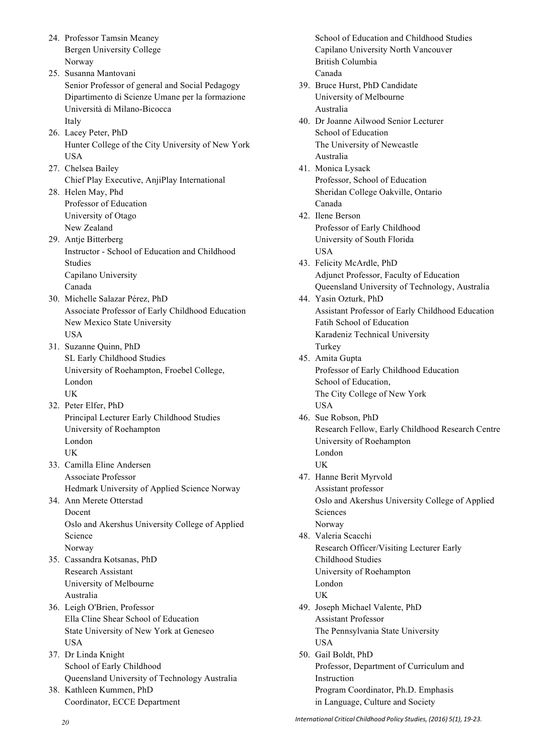24. Professor Tamsin Meaney
    Bergen University College
    Norway
25. Susanna Mantovani
    Senior Professor of general and Social Pedagogy
    Dipartimento di Scienze Umane per la formazione
    Università di Milano-Bicocca
    Italy
26. Lacey Peter, PhD
    Hunter College of the City University of New York
    USA
27. Chelsea Bailey
    Chief Play Executive, AnjiPlay International
28. Helen May, Phd
    Professor of Education
    University of Otago
    New Zealand
29. Antje Bitterberg
    Instructor - School of Education and Childhood Studies
    Capilano University
    Canada
30. Michelle Salazar Pérez, PhD
    Associate Professor of Early Childhood Education
    New Mexico State University
    USA
31. Suzanne Quinn, PhD
    SL Early Childhood Studies
    University of Roehampton, Froebel College, London
    UK
32. Peter Elfer, PhD
    Principal Lecturer Early Childhood Studies
    University of Roehampton
    London
    UK
33. Camilla Eline Andersen
    Associate Professor
    Hedmark University of Applied Science Norway
34. Ann Merete Otterstad
    Docent
    Oslo and Akershus University College of Applied Science
    Norway
35. Cassandra Kotsanas, PhD
    Research Assistant
    University of Melbourne
    Australia
36. Leigh O'Brien, Professor
    Ella Cline Shear School of Education
    State University of New York at Geneseo
    USA
37. Dr Linda Knight
    School of Early Childhood
    Queensland University of Technology Australia
38. Kathleen Kummen, PhD
    Coordinator, ECCE Department
    School of Education and Childhood Studies
    Capilano University North Vancouver
    British Columbia
    Canada
39. Bruce Hurst, PhD Candidate
    University of Melbourne
    Australia
40. Dr Joanne Ailwood Senior Lecturer
    School of Education
    The University of Newcastle
    Australia
41. Monica Lysack
    Professor, School of Education
    Sheridan College Oakville, Ontario
    Canada
42. Ilene Berson
    Professor of Early Childhood
    University of South Florida
    USA
43. Felicity McArdle, PhD
    Adjunct Professor, Faculty of Education
    Queensland University of Technology, Australia
44. Yasin Ozturk, PhD
    Assistant Professor of Early Childhood Education
    Fatih School of Education
    Karadeniz Technical University
    Turkey
45. Amita Gupta
    Professor of Early Childhood Education
    School of Education,
    The City College of New York
    USA
46. Sue Robson, PhD
    Research Fellow, Early Childhood Research Centre
    University of Roehampton
    London
    UK
47. Hanne Berit Myrvold
    Assistant professor
    Oslo and Akershus University College of Applied Sciences
    Norway
48. Valeria Scacchi
    Research Officer/Visiting Lecturer Early Childhood Studies
    University of Roehampton
    London
    UK
49. Joseph Michael Valente, PhD
    Assistant Professor
    The Pennsylvania State University
    USA
50. Gail Boldt, PhD
    Professor, Department of Curriculum and Instruction
    Program Coordinator, Ph.D. Emphasis in Language, Culture and Society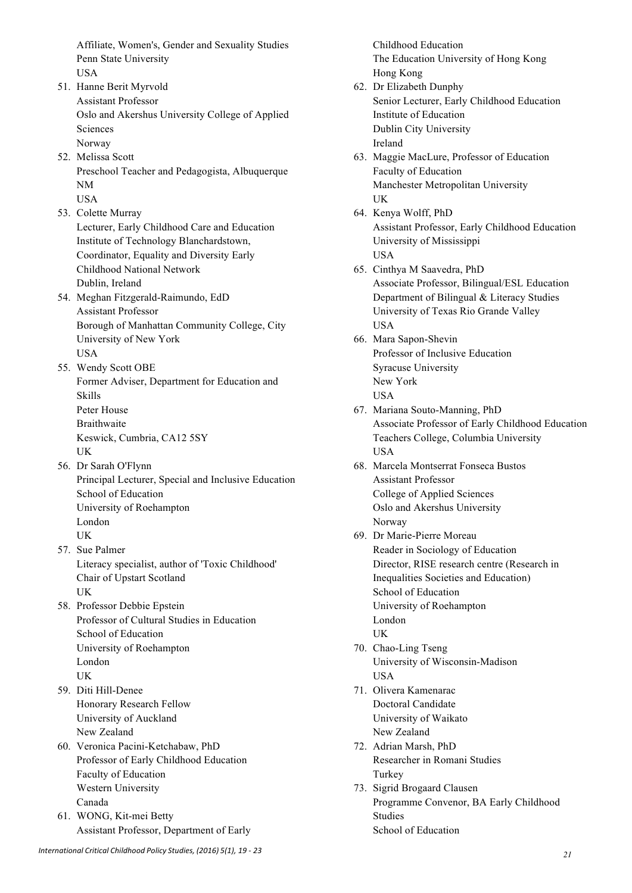Affiliate, Women's, Gender and Sexuality Studies
Penn State University
USA

51. Hanne Berit Myrvold
Assistant Professor
Oslo and Akershus University College of Applied Sciences
Norway
52. Melissa Scott
Preschool Teacher and Pedagogista, Albuquerque NM
USA
53. Colette Murray
Lecturer, Early Childhood Care and Education
Institute of Technology Blanchardstown,
Coordinator, Equality and Diversity Early Childhood National Network
Dublin, Ireland
54. Meghan Fitzgerald-Raimundo, EdD
Assistant Professor
Borough of Manhattan Community College, City University of New York
USA
55. Wendy Scott OBE
Former Adviser, Department for Education and Skills
Peter House
Braithwaite
Keswick, Cumbria, CA12 5SY
UK
56. Dr Sarah O'Flynn
Principal Lecturer, Special and Inclusive Education
School of Education
University of Roehampton
London
UK
57. Sue Palmer
Literacy specialist, author of 'Toxic Childhood'
Chair of Upstart Scotland
UK
58. Professor Debbie Epstein
Professor of Cultural Studies in Education
School of Education
University of Roehampton
London
UK
59. Diti Hill-Denee
Honorary Research Fellow
University of Auckland
New Zealand
60. Veronica Pacini-Ketchabaw, PhD
Professor of Early Childhood Education
Faculty of Education
Western University
Canada
61. WONG, Kit-mei Betty
Assistant Professor, Department of Early Childhood Education
The Education University of Hong Kong
Hong Kong
62. Dr Elizabeth Dunphy
Senior Lecturer, Early Childhood Education
Institute of Education
Dublin City University
Ireland
63. Maggie MacLure, Professor of Education
Faculty of Education
Manchester Metropolitan University
UK
64. Kenya Wolff, PhD
Assistant Professor, Early Childhood Education
University of Mississippi
USA
65. Cinthya M Saavedra, PhD
Associate Professor, Bilingual/ESL Education
Department of Bilingual & Literacy Studies
University of Texas Rio Grande Valley
USA
66. Mara Sapon-Shevin
Professor of Inclusive Education
Syracuse University
New York
USA
67. Mariana Souto-Manning, PhD
Associate Professor of Early Childhood Education
Teachers College, Columbia University
USA
68. Marcela Montserrat Fonseca Bustos
Assistant Professor
College of Applied Sciences
Oslo and Akershus University
Norway
69. Dr Marie-Pierre Moreau
Reader in Sociology of Education
Director, RISE research centre (Research in Inequalities Societies and Education)
School of Education
University of Roehampton
London
UK
70. Chao-Ling Tseng
University of Wisconsin-Madison
USA
71. Olivera Kamenarac
Doctoral Candidate
University of Waikato
New Zealand
72. Adrian Marsh, PhD
Researcher in Romani Studies
Turkey
73. Sigrid Brogaard Clausen
Programme Convenor, BA Early Childhood Studies
School of Education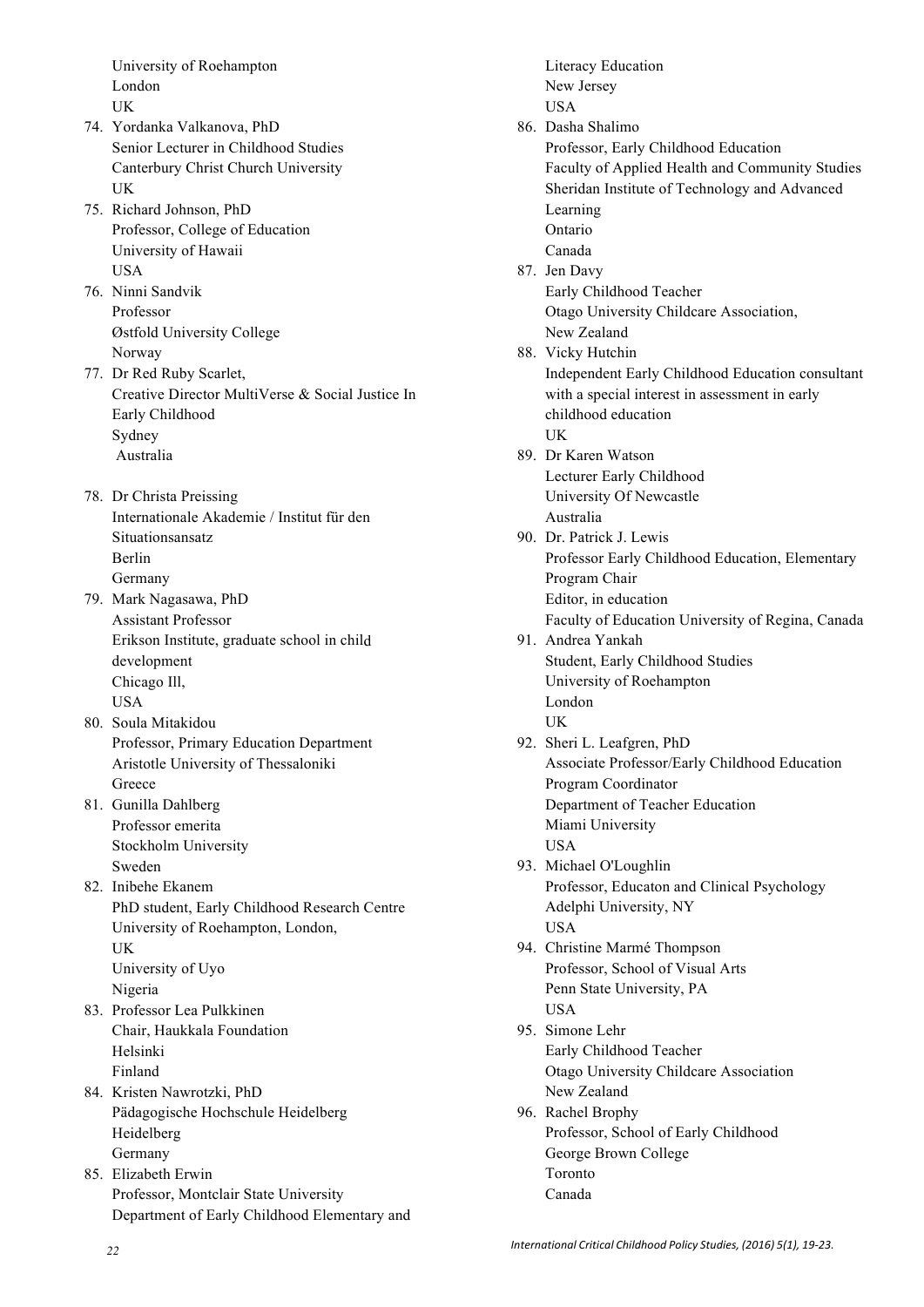University of Roehampton
London
UK

74. Yordanka Valkanova, PhD
    Senior Lecturer in Childhood Studies
    Canterbury Christ Church University
    UK
75. Richard Johnson, PhD
    Professor, College of Education
    University of Hawaii
    USA
76. Ninni Sandvik
    Professor
    Østfold University College
    Norway
77. Dr Red Ruby Scarlet,
    Creative Director MultiVerse & Social Justice In Early Childhood
    Sydney
    Australia
78. Dr Christa Preissing
    Internationale Akademie / Institut für den Situationsansatz
    Berlin
    Germany
79. Mark Nagasawa, PhD
    Assistant Professor
    Erikson Institute, graduate school in child development
    Chicago Ill,
    USA
80. Soula Mitakidou
    Professor, Primary Education Department
    Aristotle University of Thessaloniki
    Greece
81. Gunilla Dahlberg
    Professor emerita
    Stockholm University
    Sweden
82. Inibehe Ekanem
    PhD student, Early Childhood Research Centre
    University of Roehampton, London,
    UK
    University of Uyo
    Nigeria
83. Professor Lea Pulkkinen
    Chair, Haukkala Foundation
    Helsinki
    Finland
84. Kristen Nawrotzki, PhD
    Pädagogische Hochschule Heidelberg
    Heidelberg
    Germany
85. Elizabeth Erwin
    Professor, Montclair State University
    Department of Early Childhood Elementary and Literacy Education
    New Jersey
    USA
86. Dasha Shalimo
    Professor, Early Childhood Education
    Faculty of Applied Health and Community Studies
    Sheridan Institute of Technology and Advanced Learning
    Ontario
    Canada
87. Jen Davy
    Early Childhood Teacher
    Otago University Childcare Association,
    New Zealand
88. Vicky Hutchin
    Independent Early Childhood Education consultant with a special interest in assessment in early childhood education
    UK
89. Dr Karen Watson
    Lecturer Early Childhood
    University Of Newcastle
    Australia
90. Dr. Patrick J. Lewis
    Professor Early Childhood Education, Elementary Program Chair
    Editor, in education
    Faculty of Education University of Regina, Canada
91. Andrea Yankah
    Student, Early Childhood Studies
    University of Roehampton
    London
    UK
92. Sheri L. Leafgren, PhD
    Associate Professor/Early Childhood Education Program Coordinator
    Department of Teacher Education
    Miami University
    USA
93. Michael O'Loughlin
    Professor, Educaton and Clinical Psychology
    Adelphi University, NY
    USA
94. Christine Marmé Thompson
    Professor, School of Visual Arts
    Penn State University, PA
    USA
95. Simone Lehr
    Early Childhood Teacher
    Otago University Childcare Association
    New Zealand
96. Rachel Brophy
    Professor, School of Early Childhood
    George Brown College
    Toronto
    Canada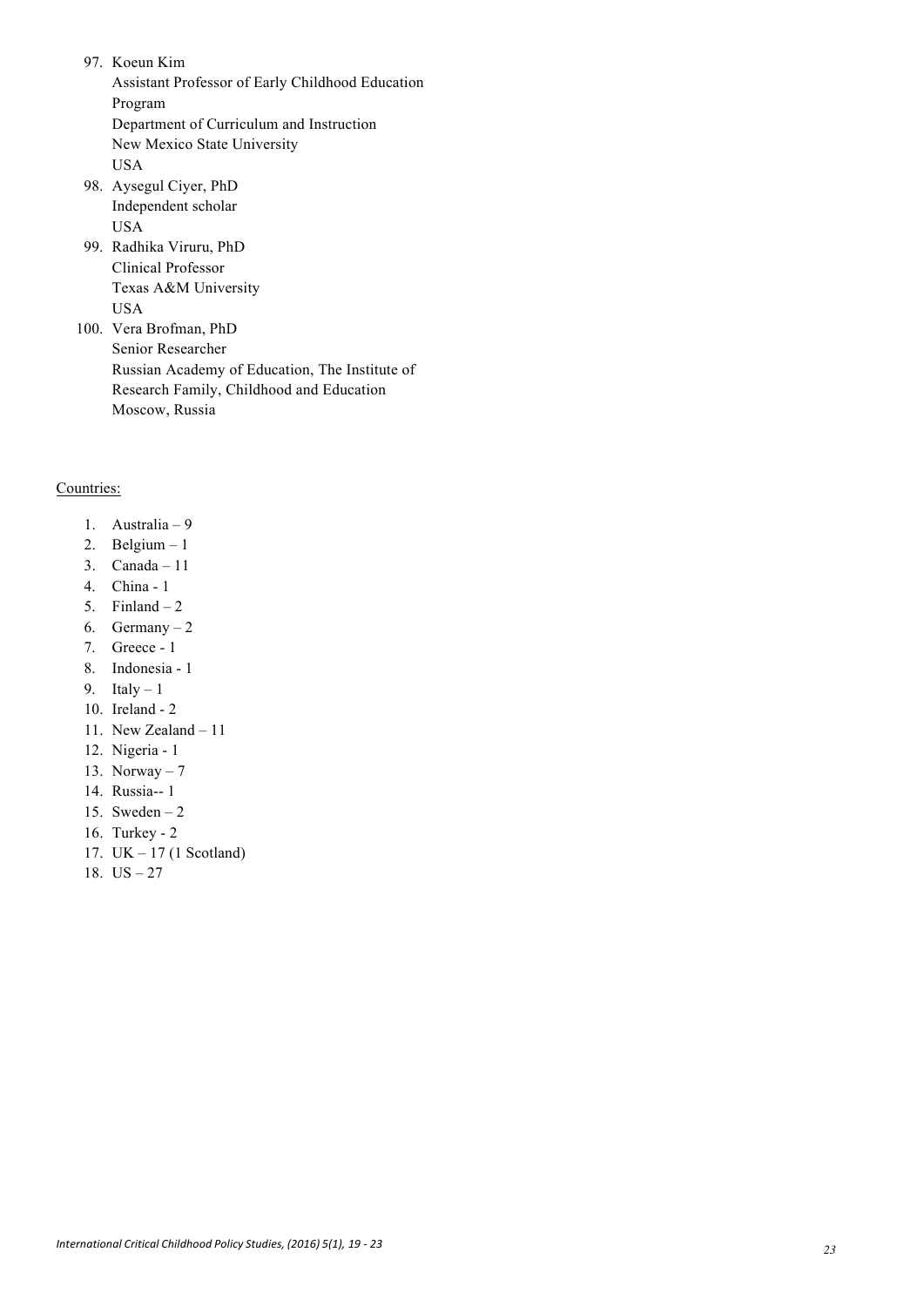97. Koeun Kim
    Assistant Professor of Early Childhood Education Program
    Department of Curriculum and Instruction
    New Mexico State University
    USA
98. Aysegul Ciyer, PhD
    Independent scholar
    USA
99. Radhika Viruru, PhD
    Clinical Professor
    Texas A&M University
    USA
100. Vera Brofman, PhD
    Senior Researcher
    Russian Academy of Education, The Institute of Research Family, Childhood and Education
    Moscow, Russia

Countries:

1. Australia – 9
2. Belgium – 1
3. Canada – 11
4. China - 1
5. Finland – 2
6. Germany – 2
7. Greece - 1
8. Indonesia - 1
9. Italy – 1
10. Ireland - 2
11. New Zealand – 11
12. Nigeria - 1
13. Norway – 7
14. Russia-- 1
15. Sweden – 2
16. Turkey - 2
17. UK – 17 (1 Scotland)
18. US – 27